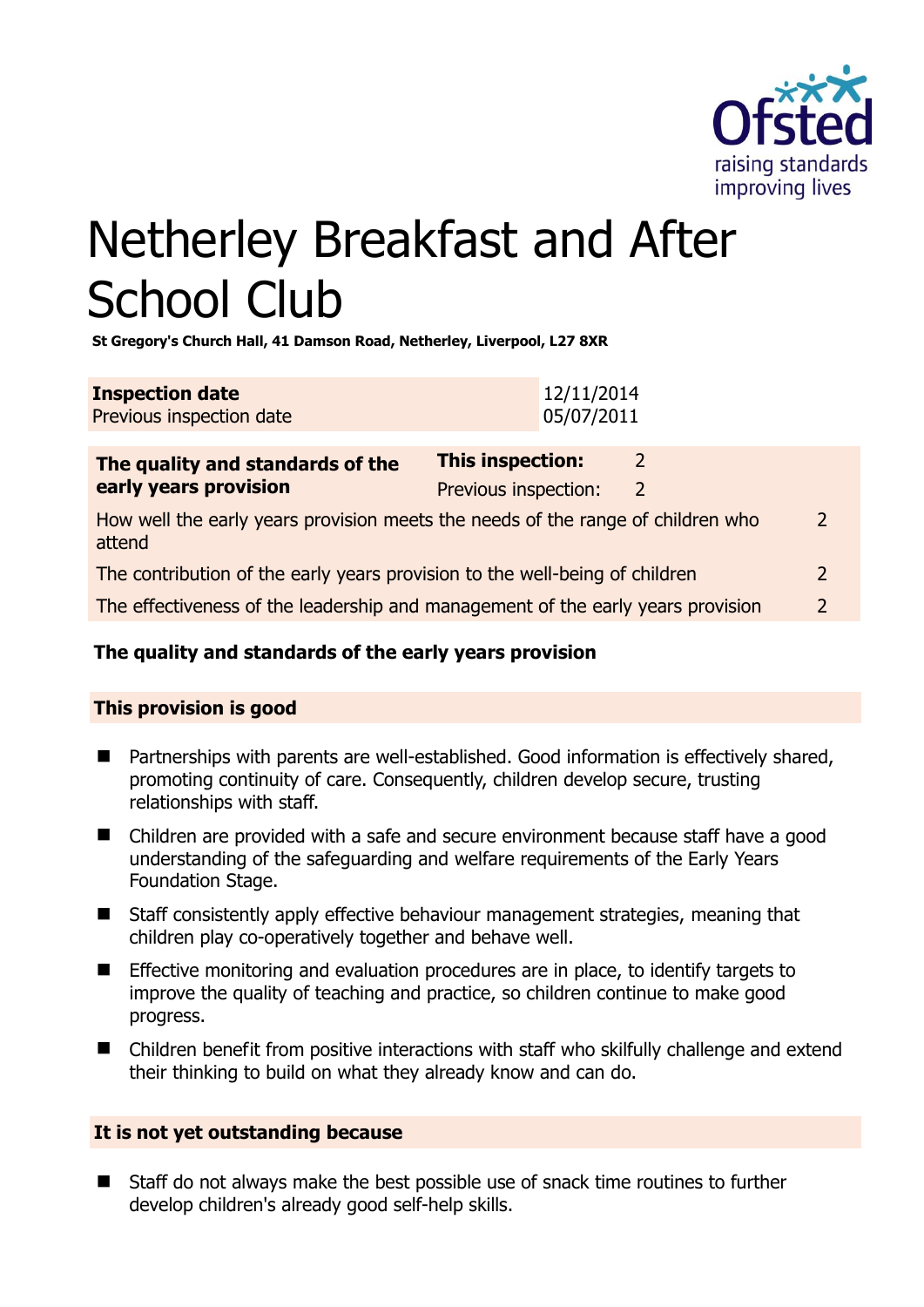# Netherley Breakfast and After School Club

**St Gregory's Church Hall, 41 Damson Road, Netherley, Liverpool, L27 8XR**

| **Inspection date** | 12/11/2014 |
|---|---|
| Previous inspection date | 05/07/2011 |

| **The quality and standards of the early years provision** | **This inspection:** | 2 |
|---|---|---|
| | Previous inspection: | 2 |
| How well the early years provision meets the needs of the range of children who attend | | 2 |
| The contribution of the early years provision to the well-being of children | | 2 |
| The effectiveness of the leadership and management of the early years provision | | 2 |

## The quality and standards of the early years provision

### This provision is good

- Partnerships with parents are well-established. Good information is effectively shared, promoting continuity of care. Consequently, children develop secure, trusting relationships with staff.
- Children are provided with a safe and secure environment because staff have a good understanding of the safeguarding and welfare requirements of the Early Years Foundation Stage.
- Staff consistently apply effective behaviour management strategies, meaning that children play co-operatively together and behave well.
- Effective monitoring and evaluation procedures are in place, to identify targets to improve the quality of teaching and practice, so children continue to make good progress.
- Children benefit from positive interactions with staff who skilfully challenge and extend their thinking to build on what they already know and can do.

### It is not yet outstanding because

- Staff do not always make the best possible use of snack time routines to further develop children's already good self-help skills.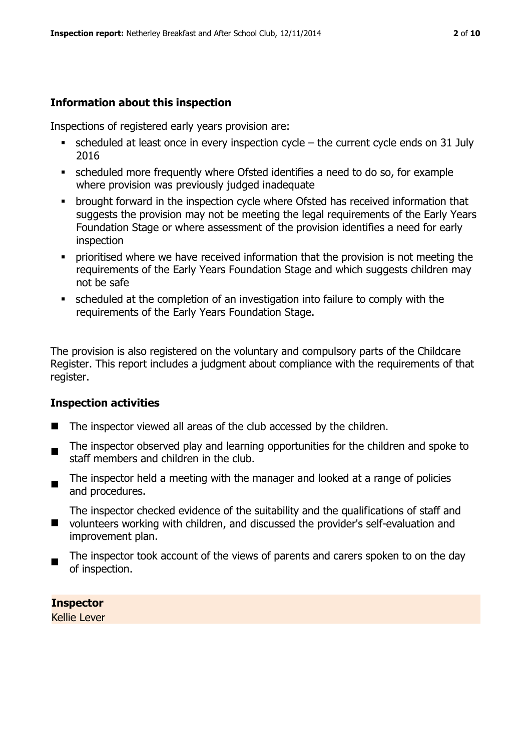## Information about this inspection

Inspections of registered early years provision are:

- scheduled at least once in every inspection cycle – the current cycle ends on 31 July 2016
- scheduled more frequently where Ofsted identifies a need to do so, for example where provision was previously judged inadequate
- brought forward in the inspection cycle where Ofsted has received information that suggests the provision may not be meeting the legal requirements of the Early Years Foundation Stage or where assessment of the provision identifies a need for early inspection
- prioritised where we have received information that the provision is not meeting the requirements of the Early Years Foundation Stage and which suggests children may not be safe
- scheduled at the completion of an investigation into failure to comply with the requirements of the Early Years Foundation Stage.

The provision is also registered on the voluntary and compulsory parts of the Childcare Register. This report includes a judgment about compliance with the requirements of that register.

## Inspection activities

- The inspector viewed all areas of the club accessed by the children.
- The inspector observed play and learning opportunities for the children and spoke to staff members and children in the club.
- The inspector held a meeting with the manager and looked at a range of policies and procedures.
- The inspector checked evidence of the suitability and the qualifications of staff and volunteers working with children, and discussed the provider's self-evaluation and improvement plan.
- The inspector took account of the views of parents and carers spoken to on the day of inspection.

**Inspector**
Kellie Lever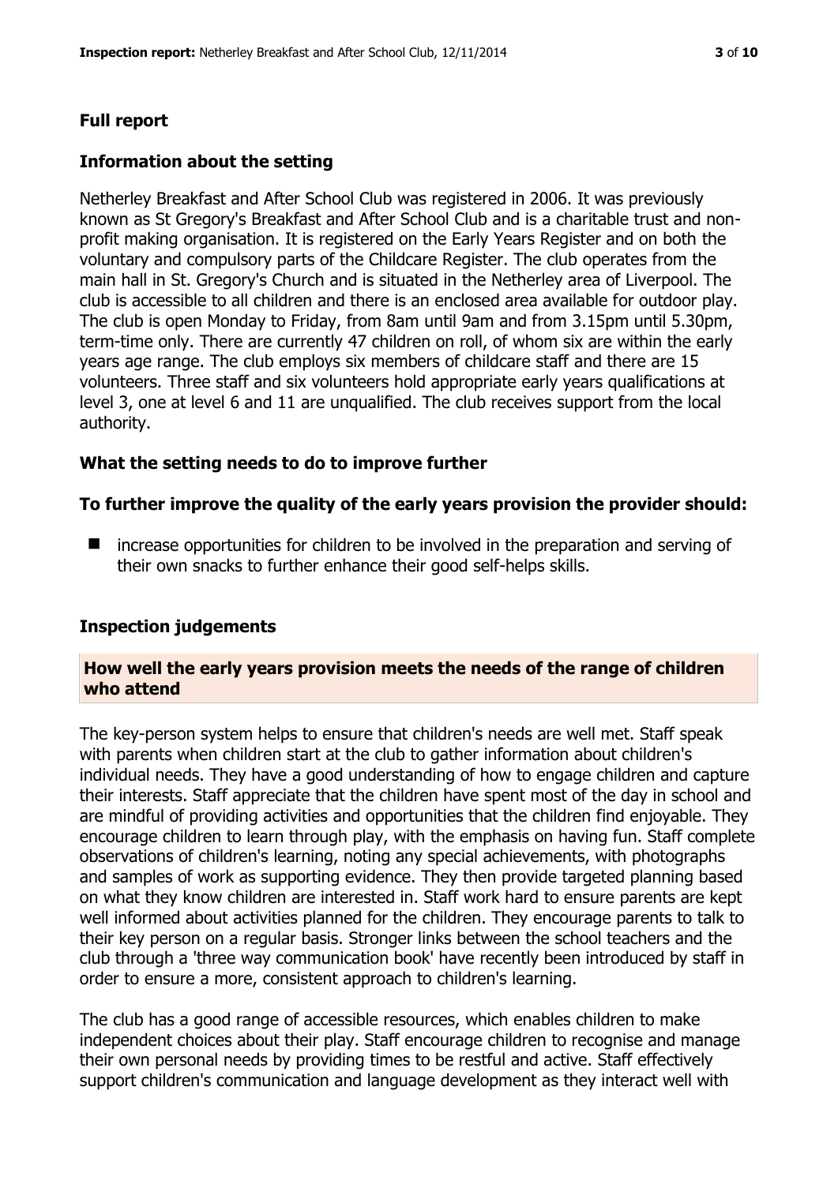## Full report

### Information about the setting

Netherley Breakfast and After School Club was registered in 2006. It was previously known as St Gregory's Breakfast and After School Club and is a charitable trust and non-profit making organisation. It is registered on the Early Years Register and on both the voluntary and compulsory parts of the Childcare Register. The club operates from the main hall in St. Gregory's Church and is situated in the Netherley area of Liverpool. The club is accessible to all children and there is an enclosed area available for outdoor play. The club is open Monday to Friday, from 8am until 9am and from 3.15pm until 5.30pm, term-time only. There are currently 47 children on roll, of whom six are within the early years age range. The club employs six members of childcare staff and there are 15 volunteers. Three staff and six volunteers hold appropriate early years qualifications at level 3, one at level 6 and 11 are unqualified. The club receives support from the local authority.

### What the setting needs to do to improve further

#### To further improve the quality of the early years provision the provider should:

- increase opportunities for children to be involved in the preparation and serving of their own snacks to further enhance their good self-helps skills.

### Inspection judgements

#### How well the early years provision meets the needs of the range of children who attend

The key-person system helps to ensure that children's needs are well met. Staff speak with parents when children start at the club to gather information about children's individual needs. They have a good understanding of how to engage children and capture their interests. Staff appreciate that the children have spent most of the day in school and are mindful of providing activities and opportunities that the children find enjoyable. They encourage children to learn through play, with the emphasis on having fun. Staff complete observations of children's learning, noting any special achievements, with photographs and samples of work as supporting evidence. They then provide targeted planning based on what they know children are interested in. Staff work hard to ensure parents are kept well informed about activities planned for the children. They encourage parents to talk to their key person on a regular basis. Stronger links between the school teachers and the club through a 'three way communication book' have recently been introduced by staff in order to ensure a more, consistent approach to children's learning.

The club has a good range of accessible resources, which enables children to make independent choices about their play. Staff encourage children to recognise and manage their own personal needs by providing times to be restful and active. Staff effectively support children's communication and language development as they interact well with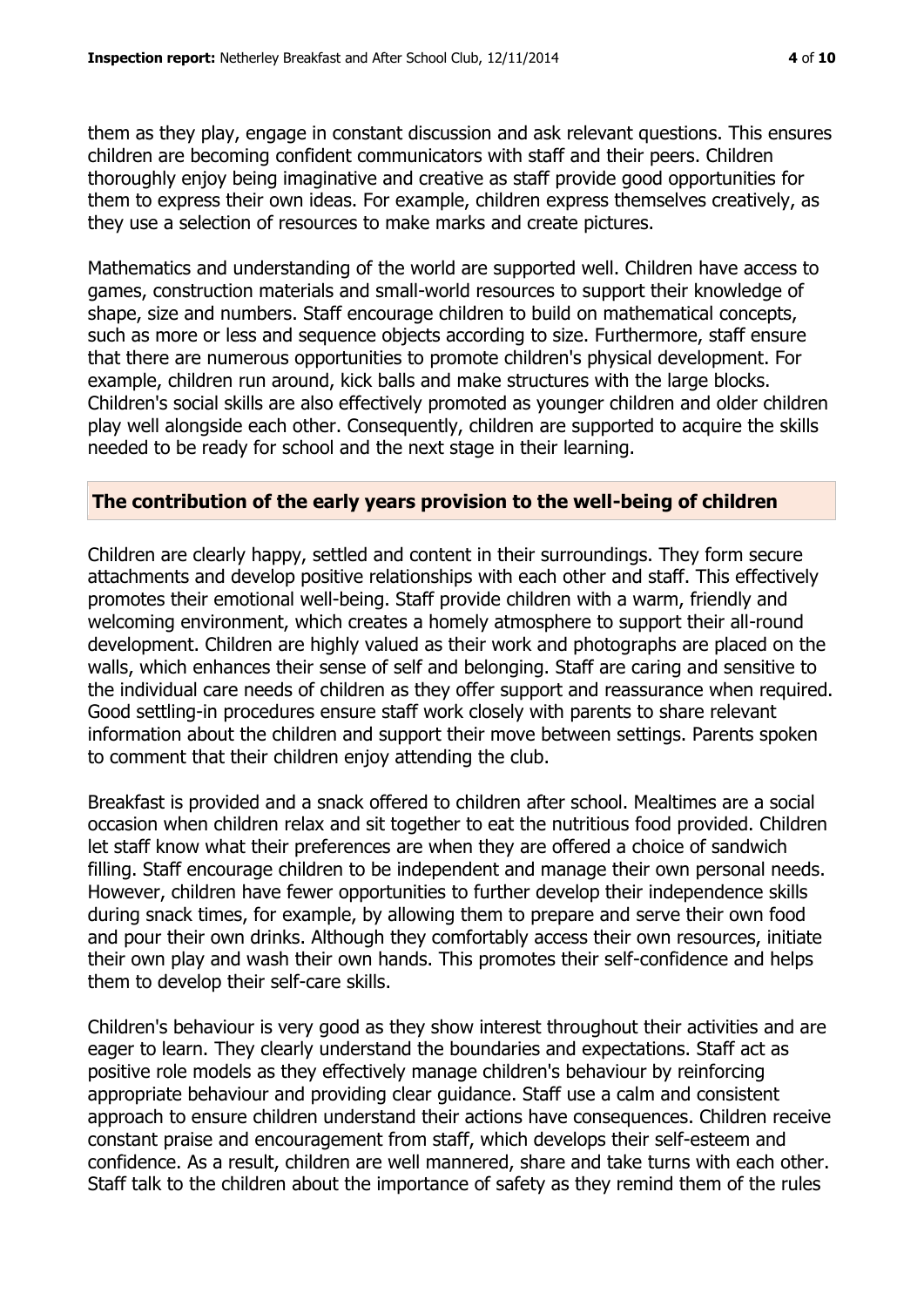them as they play, engage in constant discussion and ask relevant questions. This ensures children are becoming confident communicators with staff and their peers. Children thoroughly enjoy being imaginative and creative as staff provide good opportunities for them to express their own ideas. For example, children express themselves creatively, as they use a selection of resources to make marks and create pictures.

Mathematics and understanding of the world are supported well. Children have access to games, construction materials and small-world resources to support their knowledge of shape, size and numbers. Staff encourage children to build on mathematical concepts, such as more or less and sequence objects according to size. Furthermore, staff ensure that there are numerous opportunities to promote children's physical development. For example, children run around, kick balls and make structures with the large blocks. Children's social skills are also effectively promoted as younger children and older children play well alongside each other. Consequently, children are supported to acquire the skills needed to be ready for school and the next stage in their learning.

## The contribution of the early years provision to the well-being of children

Children are clearly happy, settled and content in their surroundings. They form secure attachments and develop positive relationships with each other and staff. This effectively promotes their emotional well-being. Staff provide children with a warm, friendly and welcoming environment, which creates a homely atmosphere to support their all-round development. Children are highly valued as their work and photographs are placed on the walls, which enhances their sense of self and belonging. Staff are caring and sensitive to the individual care needs of children as they offer support and reassurance when required. Good settling-in procedures ensure staff work closely with parents to share relevant information about the children and support their move between settings. Parents spoken to comment that their children enjoy attending the club.

Breakfast is provided and a snack offered to children after school. Mealtimes are a social occasion when children relax and sit together to eat the nutritious food provided. Children let staff know what their preferences are when they are offered a choice of sandwich filling. Staff encourage children to be independent and manage their own personal needs. However, children have fewer opportunities to further develop their independence skills during snack times, for example, by allowing them to prepare and serve their own food and pour their own drinks. Although they comfortably access their own resources, initiate their own play and wash their own hands. This promotes their self-confidence and helps them to develop their self-care skills.

Children's behaviour is very good as they show interest throughout their activities and are eager to learn. They clearly understand the boundaries and expectations. Staff act as positive role models as they effectively manage children's behaviour by reinforcing appropriate behaviour and providing clear guidance. Staff use a calm and consistent approach to ensure children understand their actions have consequences. Children receive constant praise and encouragement from staff, which develops their self-esteem and confidence. As a result, children are well mannered, share and take turns with each other. Staff talk to the children about the importance of safety as they remind them of the rules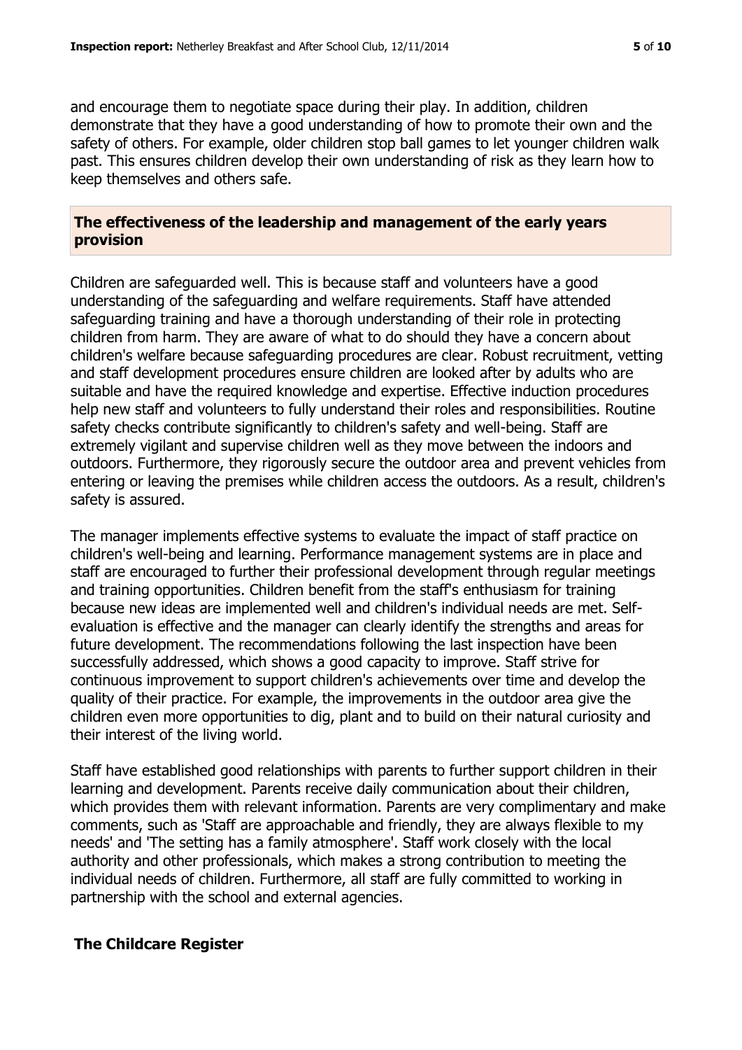and encourage them to negotiate space during their play. In addition, children demonstrate that they have a good understanding of how to promote their own and the safety of others. For example, older children stop ball games to let younger children walk past. This ensures children develop their own understanding of risk as they learn how to keep themselves and others safe.

## The effectiveness of the leadership and management of the early years provision

Children are safeguarded well. This is because staff and volunteers have a good understanding of the safeguarding and welfare requirements. Staff have attended safeguarding training and have a thorough understanding of their role in protecting children from harm. They are aware of what to do should they have a concern about children's welfare because safeguarding procedures are clear. Robust recruitment, vetting and staff development procedures ensure children are looked after by adults who are suitable and have the required knowledge and expertise. Effective induction procedures help new staff and volunteers to fully understand their roles and responsibilities. Routine safety checks contribute significantly to children's safety and well-being. Staff are extremely vigilant and supervise children well as they move between the indoors and outdoors. Furthermore, they rigorously secure the outdoor area and prevent vehicles from entering or leaving the premises while children access the outdoors. As a result, children's safety is assured.

The manager implements effective systems to evaluate the impact of staff practice on children's well-being and learning. Performance management systems are in place and staff are encouraged to further their professional development through regular meetings and training opportunities. Children benefit from the staff's enthusiasm for training because new ideas are implemented well and children's individual needs are met. Self-evaluation is effective and the manager can clearly identify the strengths and areas for future development. The recommendations following the last inspection have been successfully addressed, which shows a good capacity to improve. Staff strive for continuous improvement to support children's achievements over time and develop the quality of their practice. For example, the improvements in the outdoor area give the children even more opportunities to dig, plant and to build on their natural curiosity and their interest of the living world.

Staff have established good relationships with parents to further support children in their learning and development. Parents receive daily communication about their children, which provides them with relevant information. Parents are very complimentary and make comments, such as 'Staff are approachable and friendly, they are always flexible to my needs' and 'The setting has a family atmosphere'. Staff work closely with the local authority and other professionals, which makes a strong contribution to meeting the individual needs of children. Furthermore, all staff are fully committed to working in partnership with the school and external agencies.

## The Childcare Register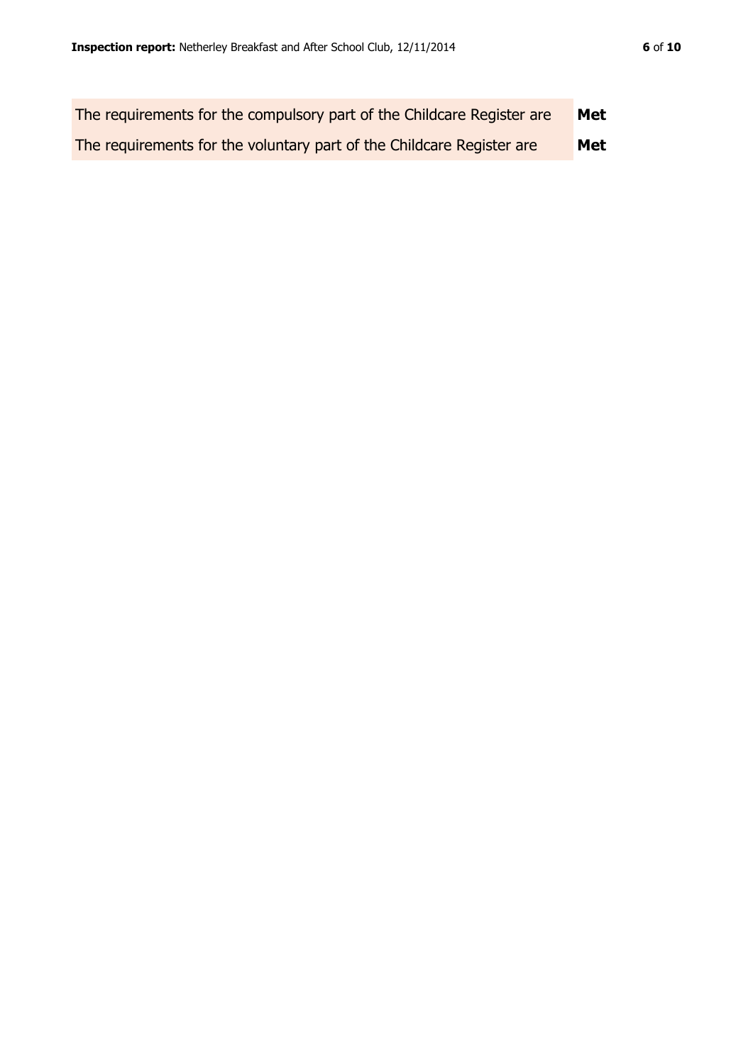| | |
|---|---|
| The requirements for the compulsory part of the Childcare Register are | **Met** |
| The requirements for the voluntary part of the Childcare Register are | **Met** |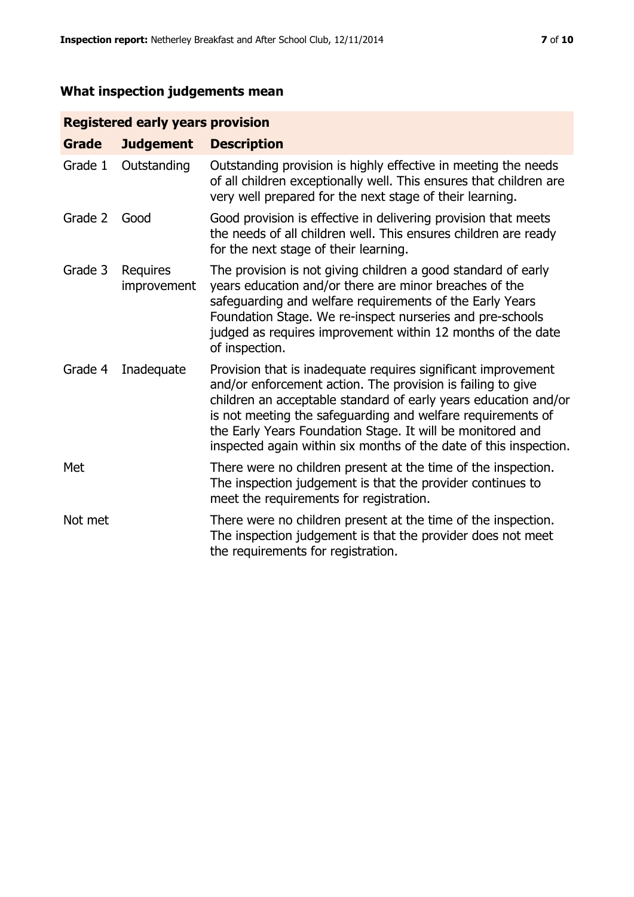## What inspection judgements mean

| Registered early years provision | | |
|---|---|---|
| **Grade** | **Judgement** | **Description** |
| Grade 1 | Outstanding | Outstanding provision is highly effective in meeting the needs of all children exceptionally well. This ensures that children are very well prepared for the next stage of their learning. |
| Grade 2 | Good | Good provision is effective in delivering provision that meets the needs of all children well. This ensures children are ready for the next stage of their learning. |
| Grade 3 | Requires improvement | The provision is not giving children a good standard of early years education and/or there are minor breaches of the safeguarding and welfare requirements of the Early Years Foundation Stage. We re-inspect nurseries and pre-schools judged as requires improvement within 12 months of the date of inspection. |
| Grade 4 | Inadequate | Provision that is inadequate requires significant improvement and/or enforcement action. The provision is failing to give children an acceptable standard of early years education and/or is not meeting the safeguarding and welfare requirements of the Early Years Foundation Stage. It will be monitored and inspected again within six months of the date of this inspection. |
| Met | | There were no children present at the time of the inspection. The inspection judgement is that the provider continues to meet the requirements for registration. |
| Not met | | There were no children present at the time of the inspection. The inspection judgement is that the provider does not meet the requirements for registration. |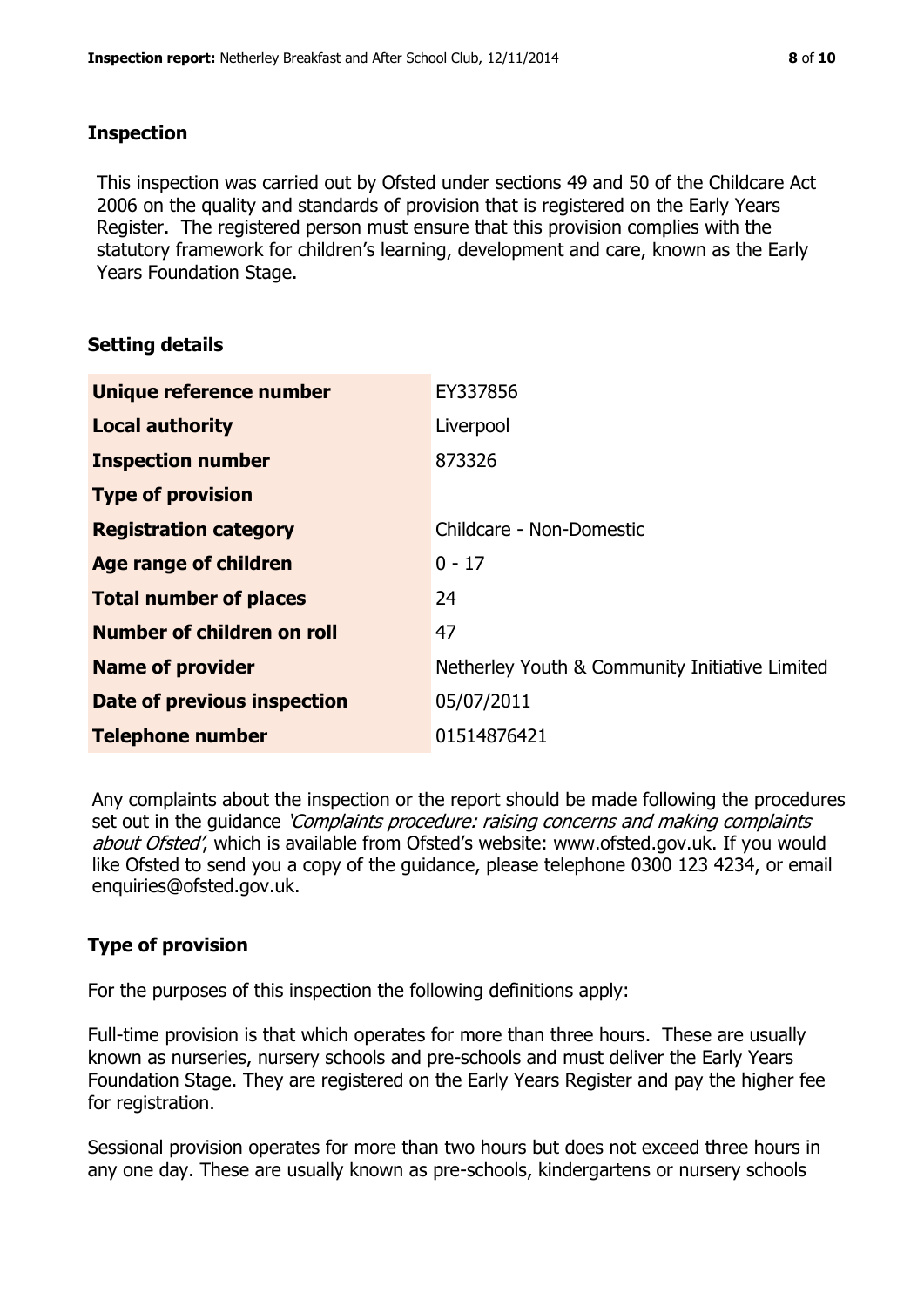## Inspection

This inspection was carried out by Ofsted under sections 49 and 50 of the Childcare Act 2006 on the quality and standards of provision that is registered on the Early Years Register. The registered person must ensure that this provision complies with the statutory framework for children's learning, development and care, known as the Early Years Foundation Stage.

## Setting details

| | |
|---|---|
| **Unique reference number** | EY337856 |
| **Local authority** | Liverpool |
| **Inspection number** | 873326 |
| **Type of provision** | |
| **Registration category** | Childcare - Non-Domestic |
| **Age range of children** | 0 - 17 |
| **Total number of places** | 24 |
| **Number of children on roll** | 47 |
| **Name of provider** | Netherley Youth & Community Initiative Limited |
| **Date of previous inspection** | 05/07/2011 |
| **Telephone number** | 01514876421 |

Any complaints about the inspection or the report should be made following the procedures set out in the guidance *'Complaints procedure: raising concerns and making complaints about Ofsted'*, which is available from Ofsted's website: www.ofsted.gov.uk. If you would like Ofsted to send you a copy of the guidance, please telephone 0300 123 4234, or email enquiries@ofsted.gov.uk.

## Type of provision

For the purposes of this inspection the following definitions apply:

Full-time provision is that which operates for more than three hours. These are usually known as nurseries, nursery schools and pre-schools and must deliver the Early Years Foundation Stage. They are registered on the Early Years Register and pay the higher fee for registration.

Sessional provision operates for more than two hours but does not exceed three hours in any one day. These are usually known as pre-schools, kindergartens or nursery schools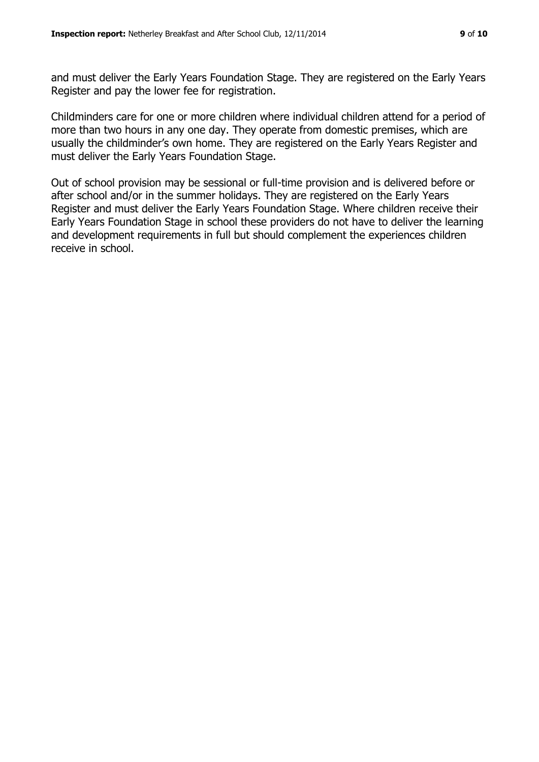and must deliver the Early Years Foundation Stage. They are registered on the Early Years Register and pay the lower fee for registration.

Childminders care for one or more children where individual children attend for a period of more than two hours in any one day. They operate from domestic premises, which are usually the childminder's own home. They are registered on the Early Years Register and must deliver the Early Years Foundation Stage.

Out of school provision may be sessional or full-time provision and is delivered before or after school and/or in the summer holidays. They are registered on the Early Years Register and must deliver the Early Years Foundation Stage. Where children receive their Early Years Foundation Stage in school these providers do not have to deliver the learning and development requirements in full but should complement the experiences children receive in school.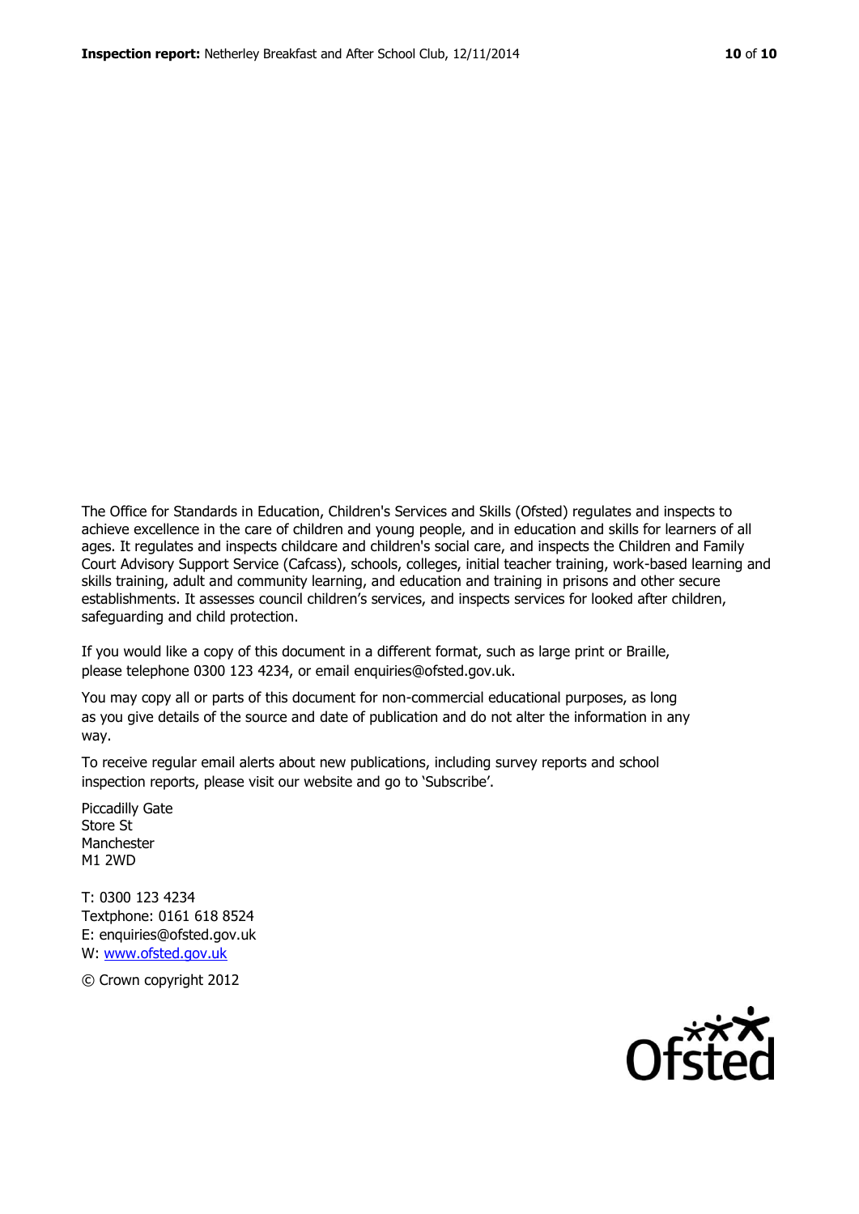The Office for Standards in Education, Children's Services and Skills (Ofsted) regulates and inspects to achieve excellence in the care of children and young people, and in education and skills for learners of all ages. It regulates and inspects childcare and children's social care, and inspects the Children and Family Court Advisory Support Service (Cafcass), schools, colleges, initial teacher training, work-based learning and skills training, adult and community learning, and education and training in prisons and other secure establishments. It assesses council children's services, and inspects services for looked after children, safeguarding and child protection.

If you would like a copy of this document in a different format, such as large print or Braille, please telephone 0300 123 4234, or email enquiries@ofsted.gov.uk.

You may copy all or parts of this document for non-commercial educational purposes, as long as you give details of the source and date of publication and do not alter the information in any way.

To receive regular email alerts about new publications, including survey reports and school inspection reports, please visit our website and go to 'Subscribe'.

Piccadilly Gate
Store St
Manchester
M1 2WD

T: 0300 123 4234
Textphone: 0161 618 8524
E: enquiries@ofsted.gov.uk
W: [www.ofsted.gov.uk](http://www.ofsted.gov.uk)

© Crown copyright 2012

Ofsted